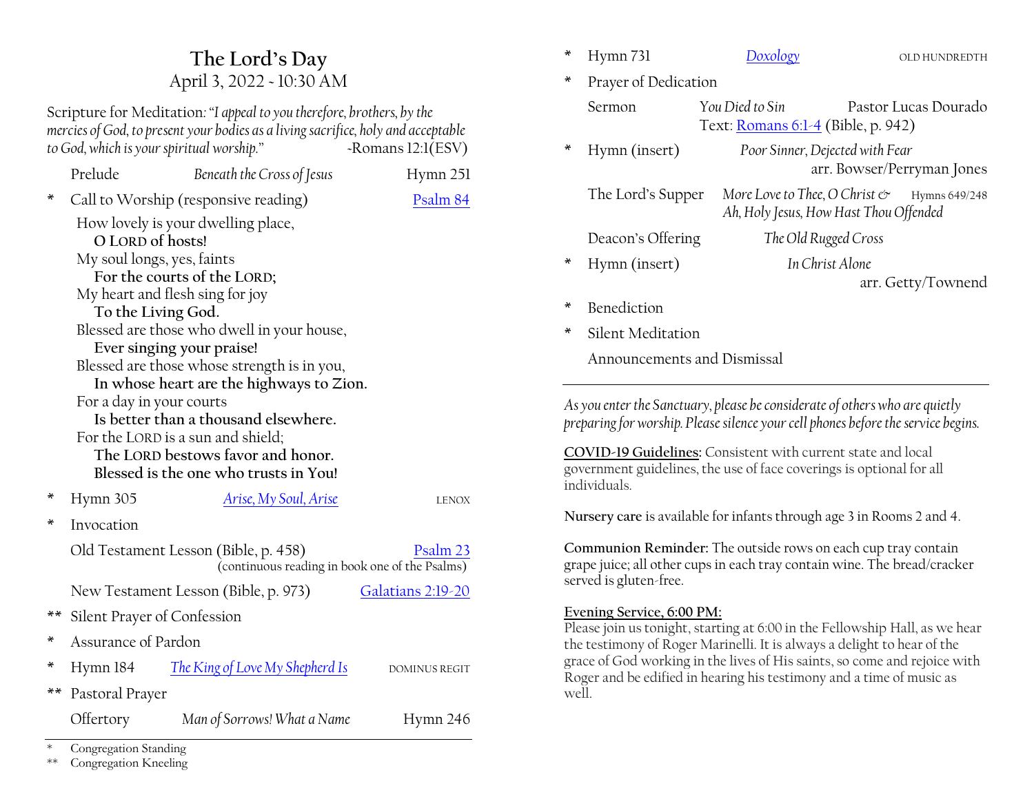# The Lord's Day

April 3, 2022 - 10:30 AM

Scripture for Meditation: *"I appeal to you therefore, brothers, by the mercies of God, to present your bodies as a living sacrifice, holy and acceptable to God, which is your spiritual worship."* -Romans 12:1(ESV)

Prelude — *Beneath the Cross of Jesus* — Hymn 251

\* Call to Worship (responsive reading) — Psalm 84

How lovely is your dwelling place,
**O LORD of hosts!**
My soul longs, yes, faints
**For the courts of the LORD;**
My heart and flesh sing for joy
**To the Living God.**
Blessed are those who dwell in your house,
**Ever singing your praise!**
Blessed are those whose strength is in you,
**In whose heart are the highways to Zion.**
For a day in your courts
**Is better than a thousand elsewhere.**
For the LORD is a sun and shield;
**The LORD bestows favor and honor.**
**Blessed is the one who trusts in You!**

\* Hymn 305 — *Arise, My Soul, Arise* — LENOX

\* Invocation

Old Testament Lesson (Bible, p. 458) — Psalm 23
(continuous reading in book one of the Psalms)

New Testament Lesson (Bible, p. 973) — Galatians 2:19-20

\*\* Silent Prayer of Confession

\* Assurance of Pardon

\* Hymn 184 — *The King of Love My Shepherd Is* — DOMINUS REGIT

\*\* Pastoral Prayer

Offertory — *Man of Sorrows! What a Name* — Hymn 246

\* Congregation Standing
\*\* Congregation Kneeling

\* Hymn 731 — *Doxology* — OLD HUNDREDTH

\* Prayer of Dedication

Sermon — *You Died to Sin* — Pastor Lucas Dourado
Text: Romans 6:1-4 (Bible, p. 942)

\* Hymn (insert) — *Poor Sinner, Dejected with Fear*
arr. Bowser/Perryman Jones

The Lord's Supper — *More Love to Thee, O Christ & Ah, Holy Jesus, How Hast Thou Offended* — Hymns 649/248

Deacon's Offering — *The Old Rugged Cross*

\* Hymn (insert) — *In Christ Alone*
arr. Getty/Townend

\* Benediction

\* Silent Meditation

Announcements and Dismissal

---

*As you enter the Sanctuary, please be considerate of others who are quietly preparing for worship. Please silence your cell phones before the service begins.*

**COVID-19 Guidelines:** Consistent with current state and local government guidelines, the use of face coverings is optional for all individuals.

**Nursery care** is available for infants through age 3 in Rooms 2 and 4.

**Communion Reminder:** The outside rows on each cup tray contain grape juice; all other cups in each tray contain wine. The bread/cracker served is gluten-free.

**Evening Service, 6:00 PM:**
Please join us tonight, starting at 6:00 in the Fellowship Hall, as we hear the testimony of Roger Marinelli. It is always a delight to hear of the grace of God working in the lives of His saints, so come and rejoice with Roger and be edified in hearing his testimony and a time of music as well.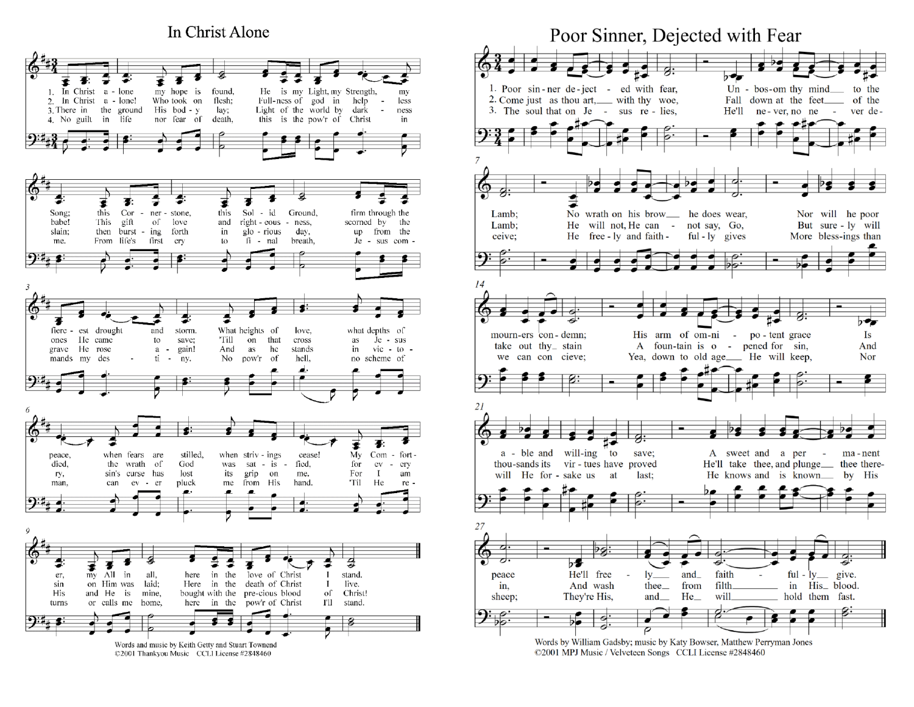# In Christ Alone

1. In Christ alone my hope is found, He is my Light, my Strength, my Song; this Cornerstone, this Solid Ground, firm through the fiercest drought and storm. What heights of love, what depths of peace, when fears are stilled, when strivings cease! My Comforter, my All in all, here in the love of Christ I stand.

2. In Christ alone! Who took on flesh; Fullness of god in helpless babe! This gift of love and righteousness, scorned by the ones He came to save; 'Till on that cross as Jesus died, the wrath of God was satisfied, for every sin on Him was laid; Here in the death of Christ I live.

3. There in the ground His body lay; Light of the world by darkness slain; then bursting forth in glorious day, up from the grave He rose again! And as he stands in victory, sin's curse has lost its grip on me. For I am His and He is mine, bought with the precious blood of Christ!

4. No guilt in life nor fear of death, this is the pow'r of Christ in me. From life's first cry to final breath, Jesus commands my destiny. No pow'r of hell, no scheme of man, can ever pluck me from His hand. 'Til He returns or calls me home, here in the pow'r of Christ I'll stand.

Words and music by Keith Getty and Stuart Townend
©2001 Thankyou Music CCLI License #2848460

# Poor Sinner, Dejected with Fear

1. Poor sinner dejected with fear, Unbosom thy mind to the Lamb; No wrath on his brow he does wear, Nor will he poor mourners condemn; His arm of omnipotent grace Is able and willing to save; A sweet and a permanent peace He'll freely and faithfully give.

2. Come just as thou art, with thy woe, Fall down at the feet of the Lamb; He will not, He can not say, Go, But surely will take out thy stain; A fountain is opened for sin, And thousands its virtues have proved. He'll take thee, and plunge thee therein, And wash thee from filth in His blood.

3. The soul that on Jesus relies, He'll never, no never deceive; He freely and faithfully gives More blessings than we can conceive; Yea, down to old age He will keep, Nor will He forsake us at last; He knows and is known by His sheep; They're His, and He will hold them fast.

Words by William Gadsby; music by Katy Bowser, Matthew Perryman Jones
©2001 MPJ Music / Velveteen Songs CCLI License #2848460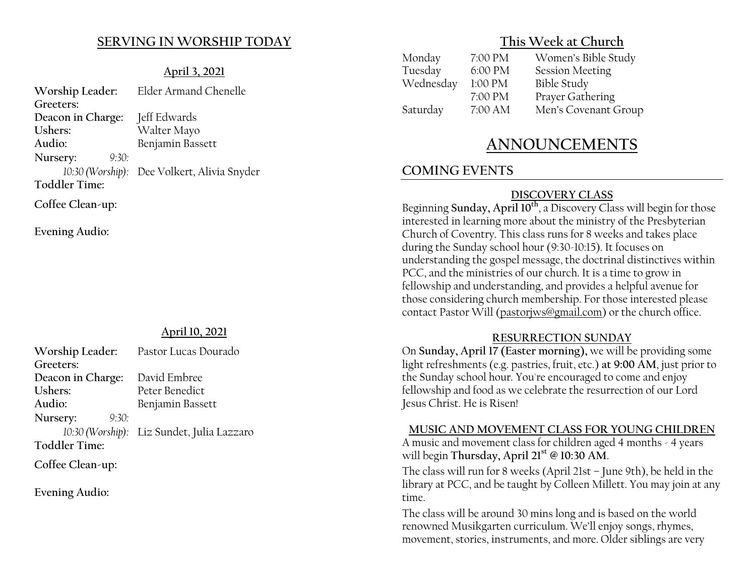## SERVING IN WORSHIP TODAY

### April 3, 2021

**Worship Leader:** Elder Armand Chenelle
**Greeters:**
**Deacon in Charge:** Jeff Edwards
**Ushers:** Walter Mayo
**Audio:** Benjamin Bassett
**Nursery:** *9:30:*
*10:30 (Worship):* Dee Volkert, Alivia Snyder
**Toddler Time:**

**Coffee Clean-up:**

**Evening Audio:**

### April 10, 2021

**Worship Leader:** Pastor Lucas Dourado
**Greeters:**
**Deacon in Charge:** David Embree
**Ushers:** Peter Benedict
**Audio:** Benjamin Bassett
**Nursery:** *9:30:*
*10:30 (Worship):* Liz Sundet, Julia Lazzaro
**Toddler Time:**

**Coffee Clean-up:**

**Evening Audio:**

## This Week at Church

| | | |
|---|---|---|
| Monday | 7:00 PM | Women's Bible Study |
| Tuesday | 6:00 PM | Session Meeting |
| Wednesday | 1:00 PM | Bible Study |
| | 7:00 PM | Prayer Gathering |
| Saturday | 7:00 AM | Men's Covenant Group |

# ANNOUNCEMENTS

## COMING EVENTS

### DISCOVERY CLASS

Beginning **Sunday, April 10th**, a Discovery Class will begin for those interested in learning more about the ministry of the Presbyterian Church of Coventry. This class runs for 8 weeks and takes place during the Sunday school hour (9:30-10:15). It focuses on understanding the gospel message, the doctrinal distinctives within PCC, and the ministries of our church. It is a time to grow in fellowship and understanding, and provides a helpful avenue for those considering church membership. For those interested please contact Pastor Will (pastorjws@gmail.com) or the church office.

### RESURRECTION SUNDAY

On **Sunday, April 17 (Easter morning),** we will be providing some light refreshments (e.g. pastries, fruit, etc.) **at 9:00 AM**, just prior to the Sunday school hour. You're encouraged to come and enjoy fellowship and food as we celebrate the resurrection of our Lord Jesus Christ. He is Risen!

### MUSIC AND MOVEMENT CLASS FOR YOUNG CHILDREN

A music and movement class for children aged 4 months - 4 years will begin **Thursday, April 21st @ 10:30 AM**.

The class will run for 8 weeks (April 21st – June 9th), be held in the library at PCC, and be taught by Colleen Millett. You may join at any time.

The class will be around 30 mins long and is based on the world renowned Musikgarten curriculum. We'll enjoy songs, rhymes, movement, stories, instruments, and more. Older siblings are very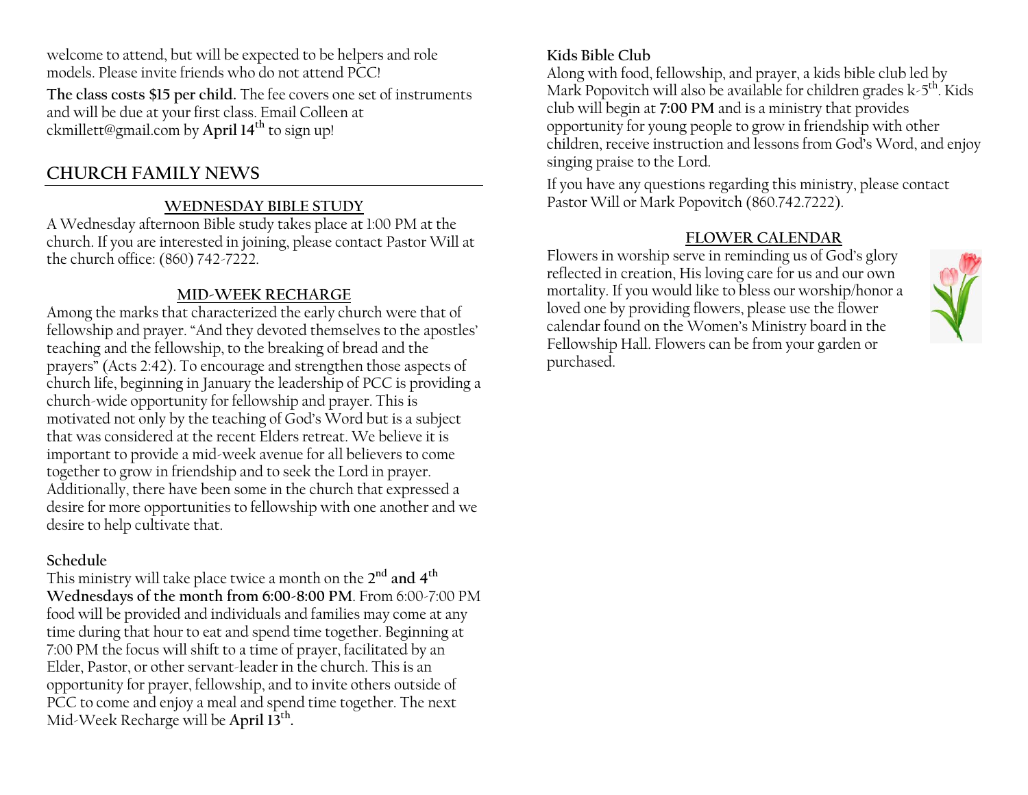welcome to attend, but will be expected to be helpers and role models. Please invite friends who do not attend PCC!

**The class costs $15 per child.** The fee covers one set of instruments and will be due at your first class. Email Colleen at ckmillett@gmail.com by **April 14th** to sign up!

## CHURCH FAMILY NEWS

### WEDNESDAY BIBLE STUDY

A Wednesday afternoon Bible study takes place at 1:00 PM at the church. If you are interested in joining, please contact Pastor Will at the church office: (860) 742-7222.

### MID-WEEK RECHARGE

Among the marks that characterized the early church were that of fellowship and prayer. "And they devoted themselves to the apostles' teaching and the fellowship, to the breaking of bread and the prayers" (Acts 2:42). To encourage and strengthen those aspects of church life, beginning in January the leadership of PCC is providing a church-wide opportunity for fellowship and prayer. This is motivated not only by the teaching of God's Word but is a subject that was considered at the recent Elders retreat. We believe it is important to provide a mid-week avenue for all believers to come together to grow in friendship and to seek the Lord in prayer. Additionally, there have been some in the church that expressed a desire for more opportunities to fellowship with one another and we desire to help cultivate that.

**Schedule**

This ministry will take place twice a month on the **2nd and 4th Wednesdays of the month from 6:00-8:00 PM**. From 6:00-7:00 PM food will be provided and individuals and families may come at any time during that hour to eat and spend time together. Beginning at 7:00 PM the focus will shift to a time of prayer, facilitated by an Elder, Pastor, or other servant-leader in the church. This is an opportunity for prayer, fellowship, and to invite others outside of PCC to come and enjoy a meal and spend time together. The next Mid-Week Recharge will be **April 13th.**

**Kids Bible Club**

Along with food, fellowship, and prayer, a kids bible club led by Mark Popovitch will also be available for children grades k-5th. Kids club will begin at **7:00 PM** and is a ministry that provides opportunity for young people to grow in friendship with other children, receive instruction and lessons from God's Word, and enjoy singing praise to the Lord.

If you have any questions regarding this ministry, please contact Pastor Will or Mark Popovitch (860.742.7222).

### FLOWER CALENDAR

Flowers in worship serve in reminding us of God's glory reflected in creation, His loving care for us and our own mortality. If you would like to bless our worship/honor a loved one by providing flowers, please use the flower calendar found on the Women's Ministry board in the Fellowship Hall. Flowers can be from your garden or purchased.